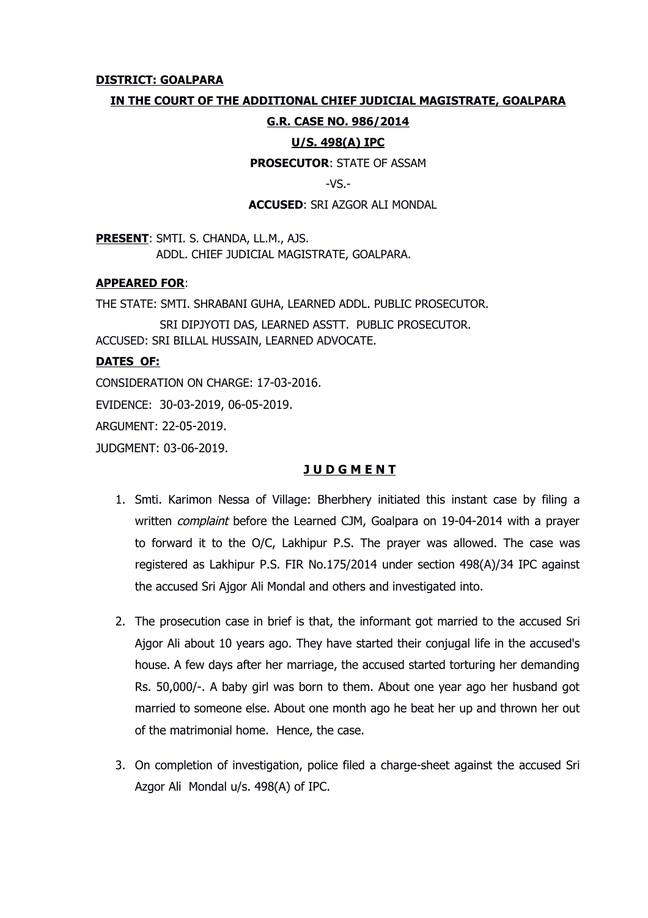**DISTRICT: GOALPARA**

**IN THE COURT OF THE ADDITIONAL CHIEF JUDICIAL MAGISTRATE, GOALPARA**

**G.R. CASE NO. 986/2014**

**U/S. 498(A) IPC**

**PROSECUTOR**: STATE OF ASSAM

-VS.-

**ACCUSED**: SRI AZGOR ALI MONDAL

**PRESENT**: SMTI. S. CHANDA, LL.M., AJS.
ADDL. CHIEF JUDICIAL MAGISTRATE, GOALPARA.

**APPEARED FOR**:

THE STATE: SMTI. SHRABANI GUHA, LEARNED ADDL. PUBLIC PROSECUTOR.
SRI DIPJYOTI DAS, LEARNED ASSTT. PUBLIC PROSECUTOR.
ACCUSED: SRI BILLAL HUSSAIN, LEARNED ADVOCATE.

**DATES OF:**

CONSIDERATION ON CHARGE: 17-03-2016.

EVIDENCE: 30-03-2019, 06-05-2019.

ARGUMENT: 22-05-2019.

JUDGMENT: 03-06-2019.

**J U D G M E N T**

1. Smti. Karimon Nessa of Village: Bherbhery initiated this instant case by filing a written *complaint* before the Learned CJM, Goalpara on 19-04-2014 with a prayer to forward it to the O/C, Lakhipur P.S. The prayer was allowed. The case was registered as Lakhipur P.S. FIR No.175/2014 under section 498(A)/34 IPC against the accused Sri Ajgor Ali Mondal and others and investigated into.

2. The prosecution case in brief is that, the informant got married to the accused Sri Ajgor Ali about 10 years ago. They have started their conjugal life in the accused's house. A few days after her marriage, the accused started torturing her demanding Rs. 50,000/-. A baby girl was born to them. About one year ago her husband got married to someone else. About one month ago he beat her up and thrown her out of the matrimonial home. Hence, the case.

3. On completion of investigation, police filed a charge-sheet against the accused Sri Azgor Ali Mondal u/s. 498(A) of IPC.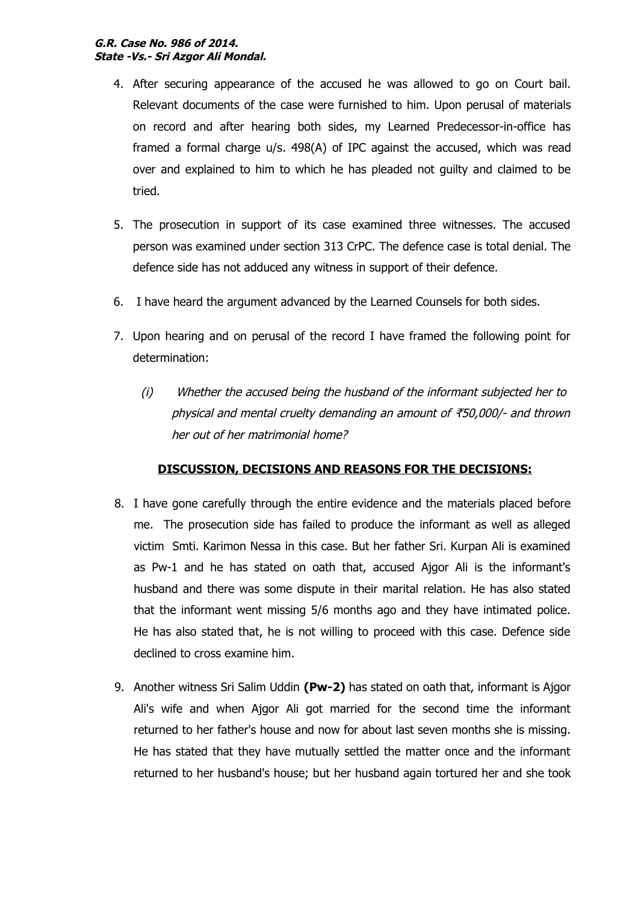4. After securing appearance of the accused he was allowed to go on Court bail. Relevant documents of the case were furnished to him. Upon perusal of materials on record and after hearing both sides, my Learned Predecessor-in-office has framed a formal charge u/s. 498(A) of IPC against the accused, which was read over and explained to him to which he has pleaded not guilty and claimed to be tried.

5. The prosecution in support of its case examined three witnesses. The accused person was examined under section 313 CrPC. The defence case is total denial. The defence side has not adduced any witness in support of their defence.

6. I have heard the argument advanced by the Learned Counsels for both sides.

7. Upon hearing and on perusal of the record I have framed the following point for determination:

   *(i) Whether the accused being the husband of the informant subjected her to physical and mental cruelty demanding an amount of ₹50,000/- and thrown her out of her matrimonial home?*

**DISCUSSION, DECISIONS AND REASONS FOR THE DECISIONS:**

8. I have gone carefully through the entire evidence and the materials placed before me. The prosecution side has failed to produce the informant as well as alleged victim Smti. Karimon Nessa in this case. But her father Sri. Kurpan Ali is examined as Pw-1 and he has stated on oath that, accused Ajgor Ali is the informant's husband and there was some dispute in their marital relation. He has also stated that the informant went missing 5/6 months ago and they have intimated police. He has also stated that, he is not willing to proceed with this case. Defence side declined to cross examine him.

9. Another witness Sri Salim Uddin **(Pw-2)** has stated on oath that, informant is Ajgor Ali's wife and when Ajgor Ali got married for the second time the informant returned to her father's house and now for about last seven months she is missing. He has stated that they have mutually settled the matter once and the informant returned to her husband's house; but her husband again tortured her and she took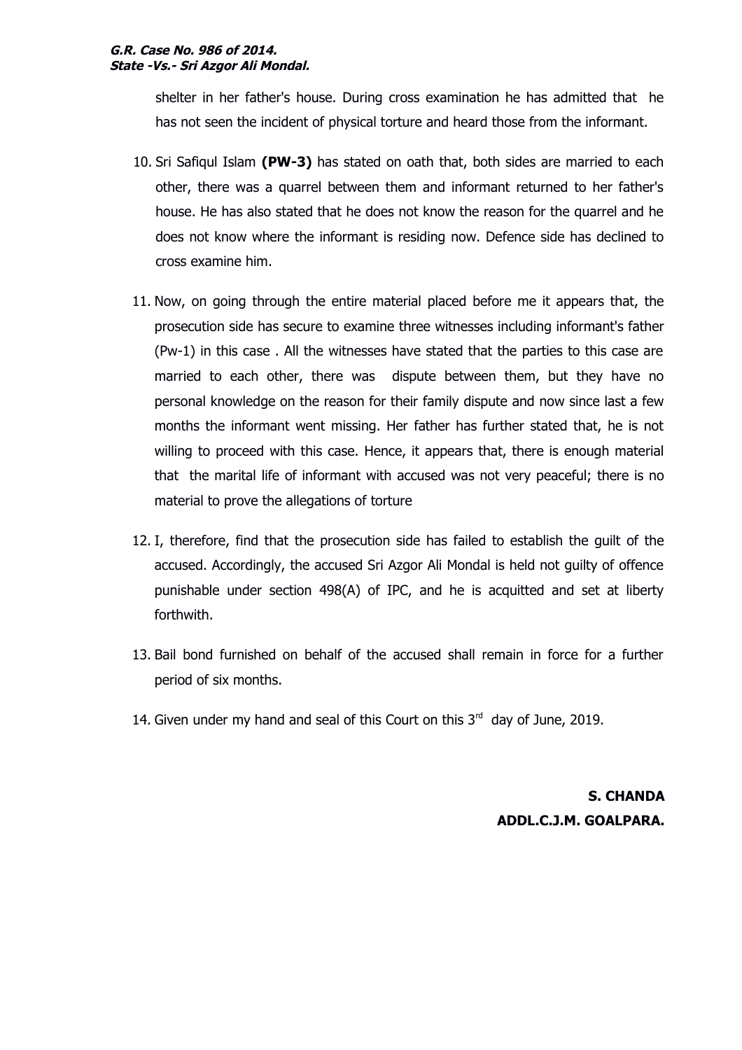shelter in her father's house. During cross examination he has admitted that he has not seen the incident of physical torture and heard those from the informant.

10. Sri Safiqul Islam **(PW-3)** has stated on oath that, both sides are married to each other, there was a quarrel between them and informant returned to her father's house. He has also stated that he does not know the reason for the quarrel and he does not know where the informant is residing now. Defence side has declined to cross examine him.

11. Now, on going through the entire material placed before me it appears that, the prosecution side has secure to examine three witnesses including informant's father (Pw-1) in this case . All the witnesses have stated that the parties to this case are married to each other, there was dispute between them, but they have no personal knowledge on the reason for their family dispute and now since last a few months the informant went missing. Her father has further stated that, he is not willing to proceed with this case. Hence, it appears that, there is enough material that the marital life of informant with accused was not very peaceful; there is no material to prove the allegations of torture

12. I, therefore, find that the prosecution side has failed to establish the guilt of the accused. Accordingly, the accused Sri Azgor Ali Mondal is held not guilty of offence punishable under section 498(A) of IPC, and he is acquitted and set at liberty forthwith.

13. Bail bond furnished on behalf of the accused shall remain in force for a further period of six months.

14. Given under my hand and seal of this Court on this 3rd day of June, 2019.

**S. CHANDA**
**ADDL.C.J.M. GOALPARA.**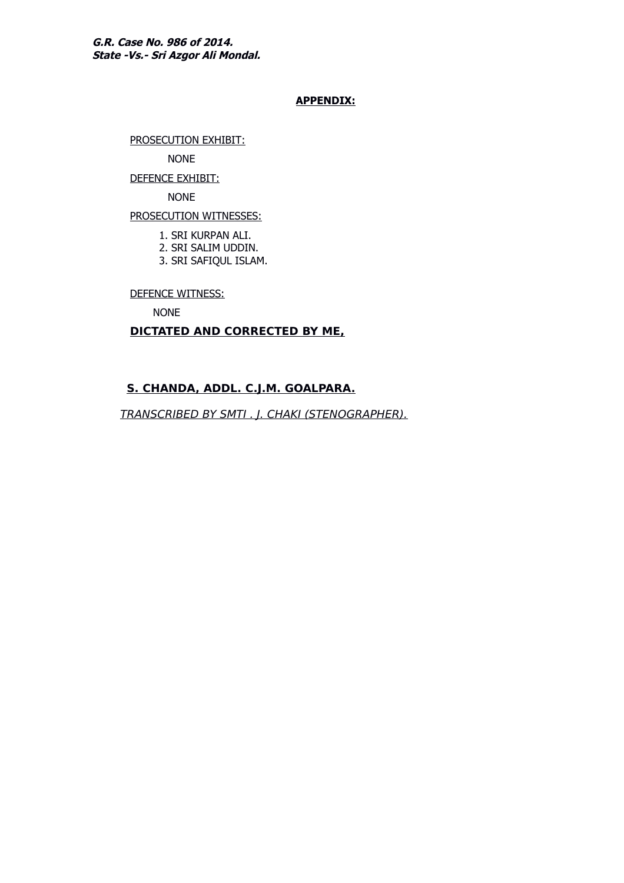***G.R. Case No. 986 of 2014.***
***State -Vs.- Sri Azgor Ali Mondal.***

**APPENDIX:**

PROSECUTION EXHIBIT:

NONE

DEFENCE EXHIBIT:

NONE

PROSECUTION WITNESSES:

1. SRI KURPAN ALI.
2. SRI SALIM UDDIN.
3. SRI SAFIQUL ISLAM.

DEFENCE WITNESS:

NONE

**DICTATED AND CORRECTED BY ME,**

**S. CHANDA, ADDL. C.J.M. GOALPARA.**

*TRANSCRIBED BY SMTI . J. CHAKI (STENOGRAPHER).*